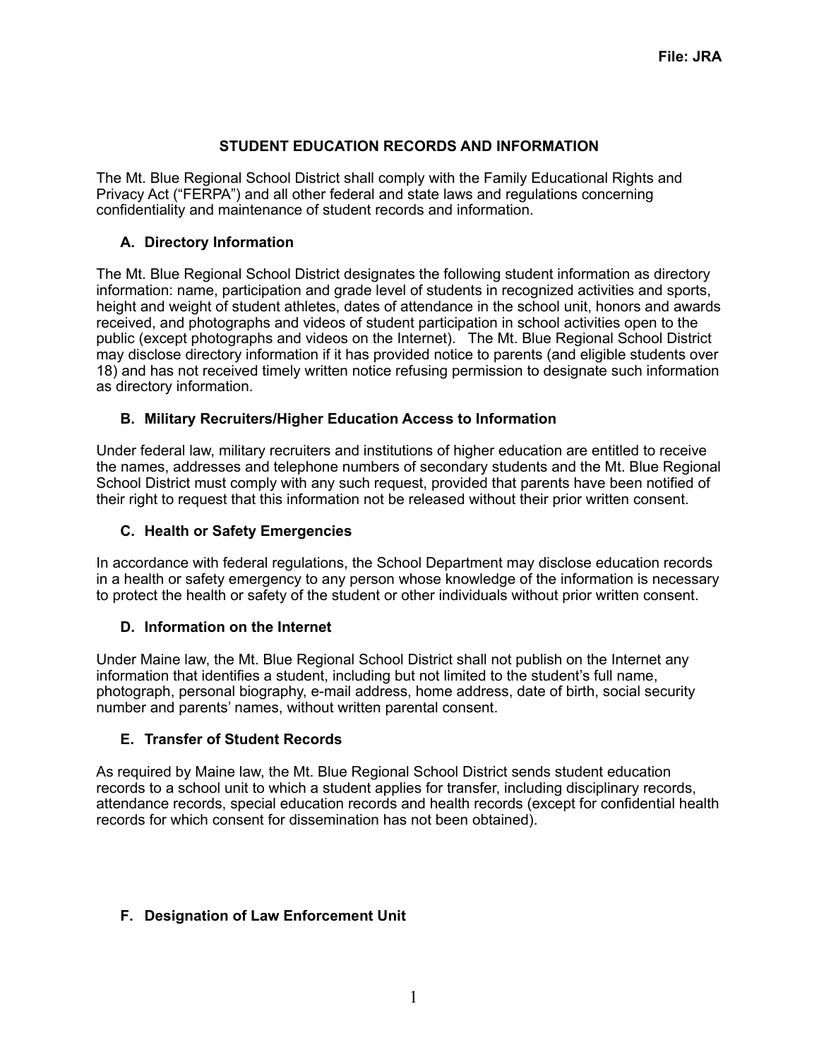File: JRA

# STUDENT EDUCATION RECORDS AND INFORMATION

The Mt. Blue Regional School District shall comply with the Family Educational Rights and Privacy Act ("FERPA") and all other federal and state laws and regulations concerning confidentiality and maintenance of student records and information.

## A. Directory Information

The Mt. Blue Regional School District designates the following student information as directory information: name, participation and grade level of students in recognized activities and sports, height and weight of student athletes, dates of attendance in the school unit, honors and awards received, and photographs and videos of student participation in school activities open to the public (except photographs and videos on the Internet). The Mt. Blue Regional School District may disclose directory information if it has provided notice to parents (and eligible students over 18) and has not received timely written notice refusing permission to designate such information as directory information.

## B. Military Recruiters/Higher Education Access to Information

Under federal law, military recruiters and institutions of higher education are entitled to receive the names, addresses and telephone numbers of secondary students and the Mt. Blue Regional School District must comply with any such request, provided that parents have been notified of their right to request that this information not be released without their prior written consent.

## C. Health or Safety Emergencies

In accordance with federal regulations, the School Department may disclose education records in a health or safety emergency to any person whose knowledge of the information is necessary to protect the health or safety of the student or other individuals without prior written consent.

## D. Information on the Internet

Under Maine law, the Mt. Blue Regional School District shall not publish on the Internet any information that identifies a student, including but not limited to the student's full name, photograph, personal biography, e-mail address, home address, date of birth, social security number and parents' names, without written parental consent.

## E. Transfer of Student Records

As required by Maine law, the Mt. Blue Regional School District sends student education records to a school unit to which a student applies for transfer, including disciplinary records, attendance records, special education records and health records (except for confidential health records for which consent for dissemination has not been obtained).

## F. Designation of Law Enforcement Unit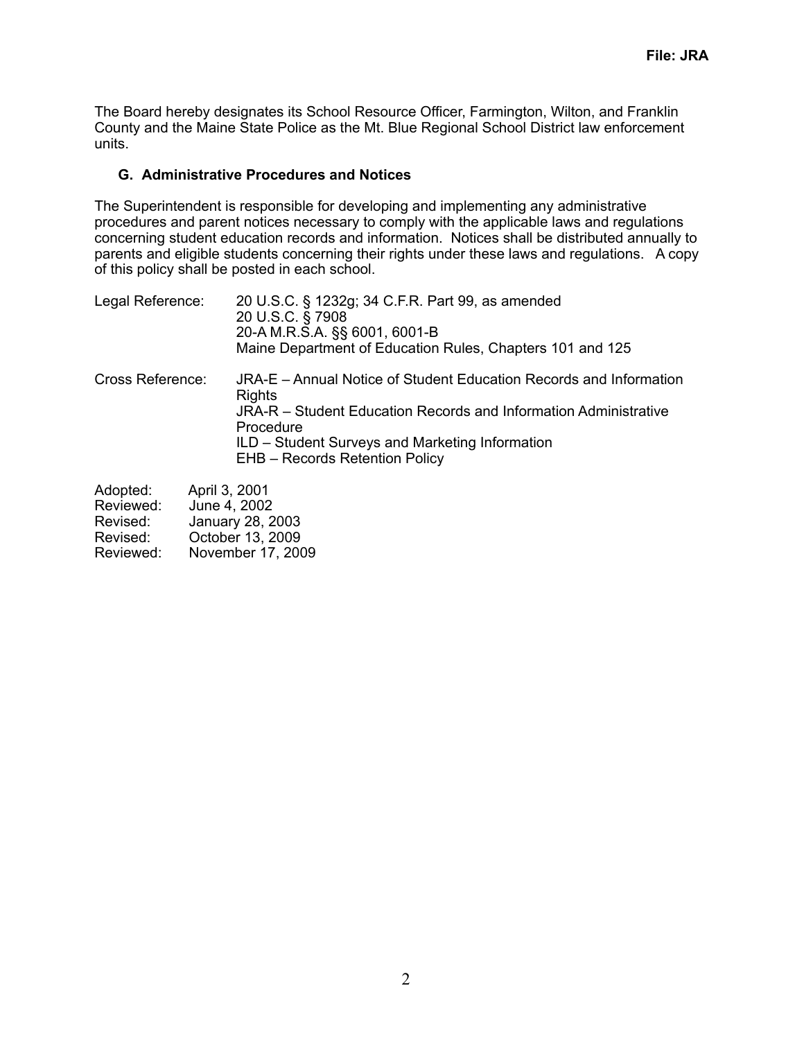The Board hereby designates its School Resource Officer, Farmington, Wilton, and Franklin County and the Maine State Police as the Mt. Blue Regional School District law enforcement units.

### G. Administrative Procedures and Notices

The Superintendent is responsible for developing and implementing any administrative procedures and parent notices necessary to comply with the applicable laws and regulations concerning student education records and information. Notices shall be distributed annually to parents and eligible students concerning their rights under these laws and regulations. A copy of this policy shall be posted in each school.

Legal Reference: 20 U.S.C. § 1232g; 34 C.F.R. Part 99, as amended
20 U.S.C. § 7908
20-A M.R.S.A. §§ 6001, 6001-B
Maine Department of Education Rules, Chapters 101 and 125

Cross Reference: JRA-E – Annual Notice of Student Education Records and Information Rights
JRA-R – Student Education Records and Information Administrative Procedure
ILD – Student Surveys and Marketing Information
EHB – Records Retention Policy

Adopted: April 3, 2001
Reviewed: June 4, 2002
Revised: January 28, 2003
Revised: October 13, 2009
Reviewed: November 17, 2009